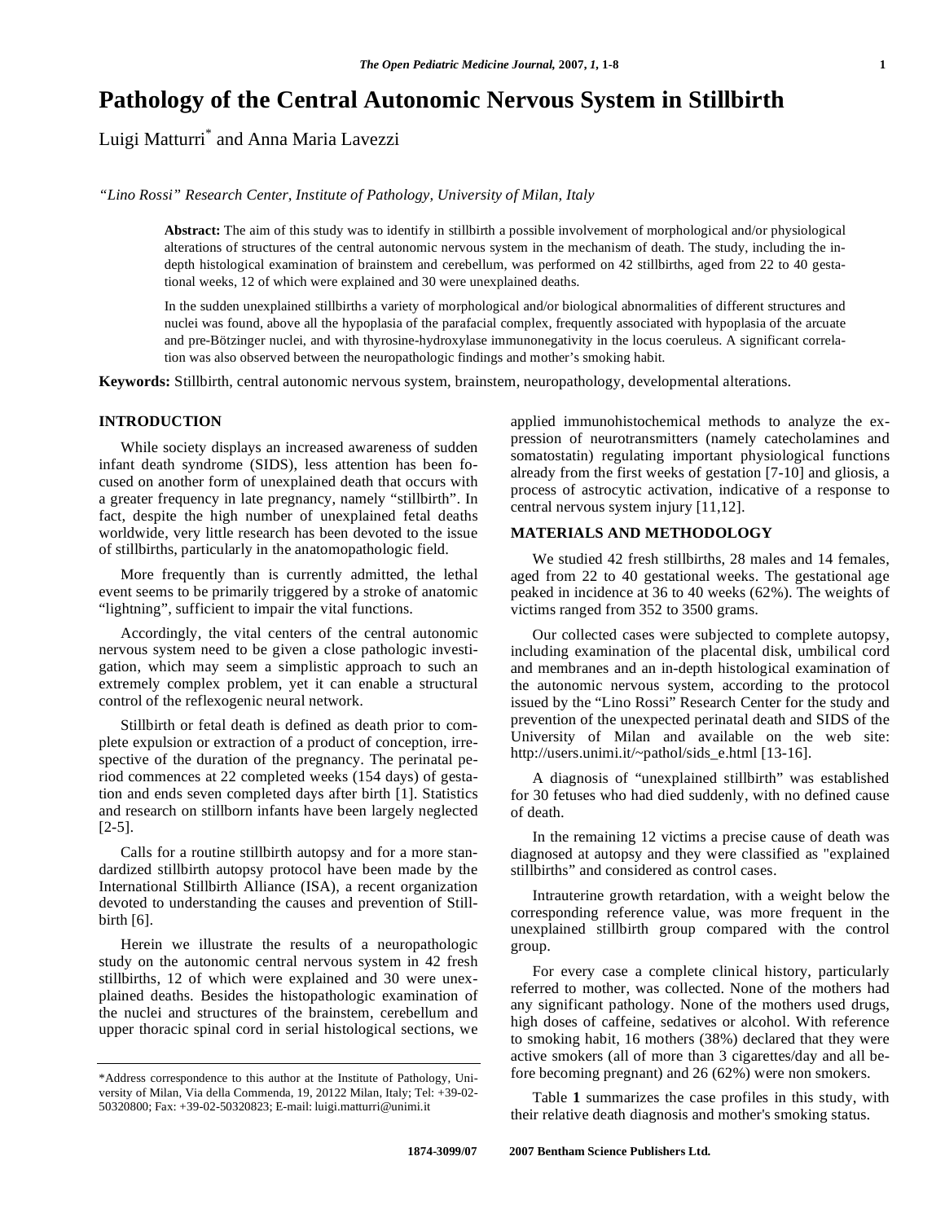# Pathology of the Central Autonomic Nervous System in Stillbirth

Luigi Matturri* and Anna Maria Lavezzi

*"Lino Rossi" Research Center, Institute of Pathology, University of Milan, Italy*

**Abstract:** The aim of this study was to identify in stillbirth a possible involvement of morphological and/or physiological alterations of structures of the central autonomic nervous system in the mechanism of death. The study, including the in-depth histological examination of brainstem and cerebellum, was performed on 42 stillbirths, aged from 22 to 40 gestational weeks, 12 of which were explained and 30 were unexplained deaths.

In the sudden unexplained stillbirths a variety of morphological and/or biological abnormalities of different structures and nuclei was found, above all the hypoplasia of the parafacial complex, frequently associated with hypoplasia of the arcuate and pre-Bötzinger nuclei, and with thyrosine-hydroxylase immunonegativity in the locus coeruleus. A significant correlation was also observed between the neuropathologic findings and mother's smoking habit.

**Keywords:** Stillbirth, central autonomic nervous system, brainstem, neuropathology, developmental alterations.

## INTRODUCTION

While society displays an increased awareness of sudden infant death syndrome (SIDS), less attention has been focused on another form of unexplained death that occurs with a greater frequency in late pregnancy, namely "stillbirth". In fact, despite the high number of unexplained fetal deaths worldwide, very little research has been devoted to the issue of stillbirths, particularly in the anatomopathologic field.

More frequently than is currently admitted, the lethal event seems to be primarily triggered by a stroke of anatomic "lightning", sufficient to impair the vital functions.

Accordingly, the vital centers of the central autonomic nervous system need to be given a close pathologic investigation, which may seem a simplistic approach to such an extremely complex problem, yet it can enable a structural control of the reflexogenic neural network.

Stillbirth or fetal death is defined as death prior to complete expulsion or extraction of a product of conception, irrespective of the duration of the pregnancy. The perinatal period commences at 22 completed weeks (154 days) of gestation and ends seven completed days after birth [1]. Statistics and research on stillborn infants have been largely neglected [2-5].

Calls for a routine stillbirth autopsy and for a more standardized stillbirth autopsy protocol have been made by the International Stillbirth Alliance (ISA), a recent organization devoted to understanding the causes and prevention of Stillbirth [6].

Herein we illustrate the results of a neuropathologic study on the autonomic central nervous system in 42 fresh stillbirths, 12 of which were explained and 30 were unexplained deaths. Besides the histopathologic examination of the nuclei and structures of the brainstem, cerebellum and upper thoracic spinal cord in serial histological sections, we applied immunohistochemical methods to analyze the expression of neurotransmitters (namely catecholamines and somatostatin) regulating important physiological functions already from the first weeks of gestation [7-10] and gliosis, a process of astrocytic activation, indicative of a response to central nervous system injury [11,12].

## MATERIALS AND METHODOLOGY

We studied 42 fresh stillbirths, 28 males and 14 females, aged from 22 to 40 gestational weeks. The gestational age peaked in incidence at 36 to 40 weeks (62%). The weights of victims ranged from 352 to 3500 grams.

Our collected cases were subjected to complete autopsy, including examination of the placental disk, umbilical cord and membranes and an in-depth histological examination of the autonomic nervous system, according to the protocol issued by the "Lino Rossi" Research Center for the study and prevention of the unexpected perinatal death and SIDS of the University of Milan and available on the web site: http://users.unimi.it/~pathol/sids_e.html [13-16].

A diagnosis of "unexplained stillbirth" was established for 30 fetuses who had died suddenly, with no defined cause of death.

In the remaining 12 victims a precise cause of death was diagnosed at autopsy and they were classified as "explained stillbirths" and considered as control cases.

Intrauterine growth retardation, with a weight below the corresponding reference value, was more frequent in the unexplained stillbirth group compared with the control group.

For every case a complete clinical history, particularly referred to mother, was collected. None of the mothers had any significant pathology. None of the mothers used drugs, high doses of caffeine, sedatives or alcohol. With reference to smoking habit, 16 mothers (38%) declared that they were active smokers (all of more than 3 cigarettes/day and all before becoming pregnant) and 26 (62%) were non smokers.

Table **1** summarizes the case profiles in this study, with their relative death diagnosis and mother's smoking status.

*Address correspondence to this author at the Institute of Pathology, University of Milan, Via della Commenda, 19, 20122 Milan, Italy; Tel: +39-02-50320800; Fax: +39-02-50320823; E-mail: luigi.matturri@unimi.it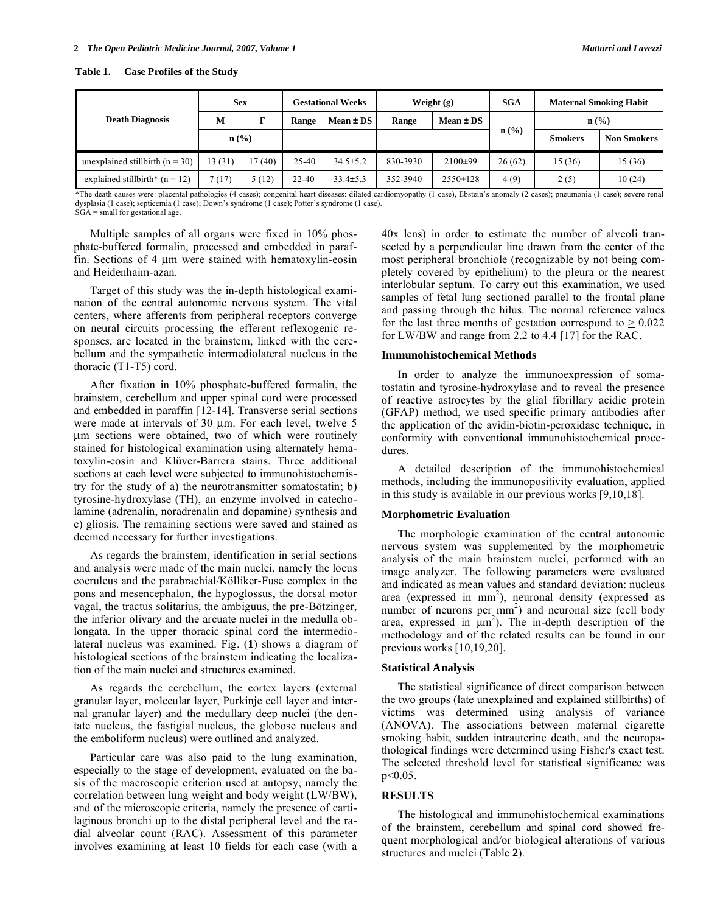**Table 1. Case Profiles of the Study**

| Death Diagnosis | Sex | | Gestational Weeks | | Weight (g) | | SGA | Maternal Smoking Habit | |
|---|---|---|---|---|---|---|---|---|---|
| | M | F | Range | Mean ± DS | Range | Mean ± DS | n (%) | n (%) | |
| | n (%) | | | | | | | Smokers | Non Smokers |
| unexplained stillbirth (n = 30) | 13 (31) | 17 (40) | 25-40 | 34.5±5.2 | 830-3930 | 2100±99 | 26 (62) | 15 (36) | 15 (36) |
| explained stillbirth* (n = 12) | 7 (17) | 5 (12) | 22-40 | 33.4±5.3 | 352-3940 | 2550±128 | 4 (9) | 2 (5) | 10 (24) |

*The death causes were: placental pathologies (4 cases); congenital heart diseases: dilated cardiomyopathy (1 case), Ebstein's anomaly (2 cases); pneumonia (1 case); severe renal dysplasia (1 case); septicemia (1 case); Down's syndrome (1 case); Potter's syndrome (1 case).
SGA = small for gestational age.

Multiple samples of all organs were fixed in 10% phosphate-buffered formalin, processed and embedded in paraffin. Sections of 4 μm were stained with hematoxylin-eosin and Heidenhaim-azan.

Target of this study was the in-depth histological examination of the central autonomic nervous system. The vital centers, where afferents from peripheral receptors converge on neural circuits processing the efferent reflexogenic responses, are located in the brainstem, linked with the cerebellum and the sympathetic intermediolateral nucleus in the thoracic (T1-T5) cord.

After fixation in 10% phosphate-buffered formalin, the brainstem, cerebellum and upper spinal cord were processed and embedded in paraffin [12-14]. Transverse serial sections were made at intervals of 30 μm. For each level, twelve 5 μm sections were obtained, two of which were routinely stained for histological examination using alternately hematoxylin-eosin and Klüver-Barrera stains. Three additional sections at each level were subjected to immunohistochemistry for the study of a) the neurotransmitter somatostatin; b) tyrosine-hydroxylase (TH), an enzyme involved in catecholamine (adrenalin, noradrenalin and dopamine) synthesis and c) gliosis. The remaining sections were saved and stained as deemed necessary for further investigations.

As regards the brainstem, identification in serial sections and analysis were made of the main nuclei, namely the locus coeruleus and the parabrachial/Kölliker-Fuse complex in the pons and mesencephalon, the hypoglossus, the dorsal motor vagal, the tractus solitarius, the ambiguus, the pre-Bötzinger, the inferior olivary and the arcuate nuclei in the medulla oblongata. In the upper thoracic spinal cord the intermediolateral nucleus was examined. Fig. (**1**) shows a diagram of histological sections of the brainstem indicating the localization of the main nuclei and structures examined.

As regards the cerebellum, the cortex layers (external granular layer, molecular layer, Purkinje cell layer and internal granular layer) and the medullary deep nuclei (the dentate nucleus, the fastigial nucleus, the globose nucleus and the emboliform nucleus) were outlined and analyzed.

Particular care was also paid to the lung examination, especially to the stage of development, evaluated on the basis of the macroscopic criterion used at autopsy, namely the correlation between lung weight and body weight (LW/BW), and of the microscopic criteria, namely the presence of cartilaginous bronchi up to the distal peripheral level and the radial alveolar count (RAC). Assessment of this parameter involves examining at least 10 fields for each case (with a 40x lens) in order to estimate the number of alveoli transected by a perpendicular line drawn from the center of the most peripheral bronchiole (recognizable by not being completely covered by epithelium) to the pleura or the nearest interlobular septum. To carry out this examination, we used samples of fetal lung sectioned parallel to the frontal plane and passing through the hilus. The normal reference values for the last three months of gestation correspond to $\geq 0.022$ for LW/BW and range from 2.2 to 4.4 [17] for the RAC.

### Immunohistochemical Methods

In order to analyze the immunoexpression of somatostatin and tyrosine-hydroxylase and to reveal the presence of reactive astrocytes by the glial fibrillary acidic protein (GFAP) method, we used specific primary antibodies after the application of the avidin-biotin-peroxidase technique, in conformity with conventional immunohistochemical procedures.

A detailed description of the immunohistochemical methods, including the immunopositivity evaluation, applied in this study is available in our previous works [9,10,18].

### Morphometric Evaluation

The morphologic examination of the central autonomic nervous system was supplemented by the morphometric analysis of the main brainstem nuclei, performed with an image analyzer. The following parameters were evaluated and indicated as mean values and standard deviation: nucleus area (expressed in $mm^2$), neuronal density (expressed as number of neurons per $mm^2$) and neuronal size (cell body area, expressed in $\mu m^2$). The in-depth description of the methodology and of the related results can be found in our previous works [10,19,20].

### Statistical Analysis

The statistical significance of direct comparison between the two groups (late unexplained and explained stillbirths) of victims was determined using analysis of variance (ANOVA). The associations between maternal cigarette smoking habit, sudden intrauterine death, and the neuropathological findings were determined using Fisher's exact test. The selected threshold level for statistical significance was $p<0.05$.

## RESULTS

The histological and immunohistochemical examinations of the brainstem, cerebellum and spinal cord showed frequent morphological and/or biological alterations of various structures and nuclei (Table **2**).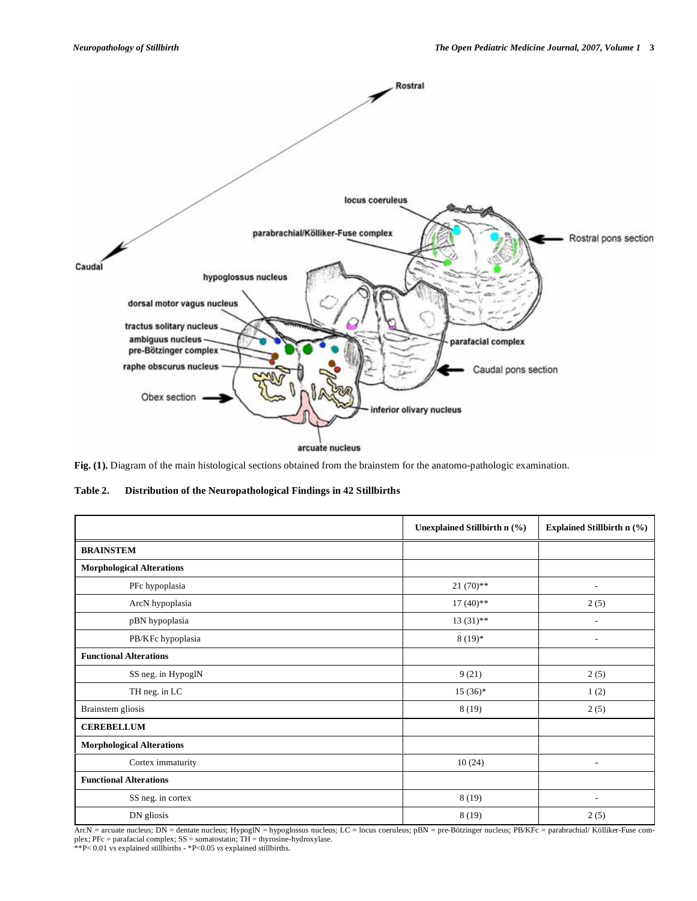**Fig. (1).** Diagram of the main histological sections obtained from the brainstem for the anatomo-pathologic examination.

**Table 2. Distribution of the Neuropathological Findings in 42 Stillbirths**

| | Unexplained Stillbirth n (%) | Explained Stillbirth n (%) |
|---|---|---|
| **BRAINSTEM** | | |
| **Morphological Alterations** | | |
| PFc hypoplasia | 21 (70)** | - |
| ArcN hypoplasia | 17 (40)** | 2 (5) |
| pBN hypoplasia | 13 (31)** | - |
| PB/KFc hypoplasia | 8 (19)* | - |
| **Functional Alterations** | | |
| SS neg. in HypoglN | 9 (21) | 2 (5) |
| TH neg. in LC | 15 (36)* | 1 (2) |
| Brainstem gliosis | 8 (19) | 2 (5) |
| **CEREBELLUM** | | |
| **Morphological Alterations** | | |
| Cortex immaturity | 10 (24) | - |
| **Functional Alterations** | | |
| SS neg. in cortex | 8 (19) | - |
| DN gliosis | 8 (19) | 2 (5) |

ArcN = arcuate nucleus; DN = dentate nucleus; HypoglN = hypoglossus nucleus; LC = locus coeruleus; pBN = pre-Bötzinger nucleus; PB/KFc = parabrachial/ Kölliker-Fuse complex; PFc = parafacial complex; SS = somatostatin; TH = thyrosine-hydroxylase.
**P< 0.01 vs explained stillbirths - *P<0.05 *vs* explained stillbirths.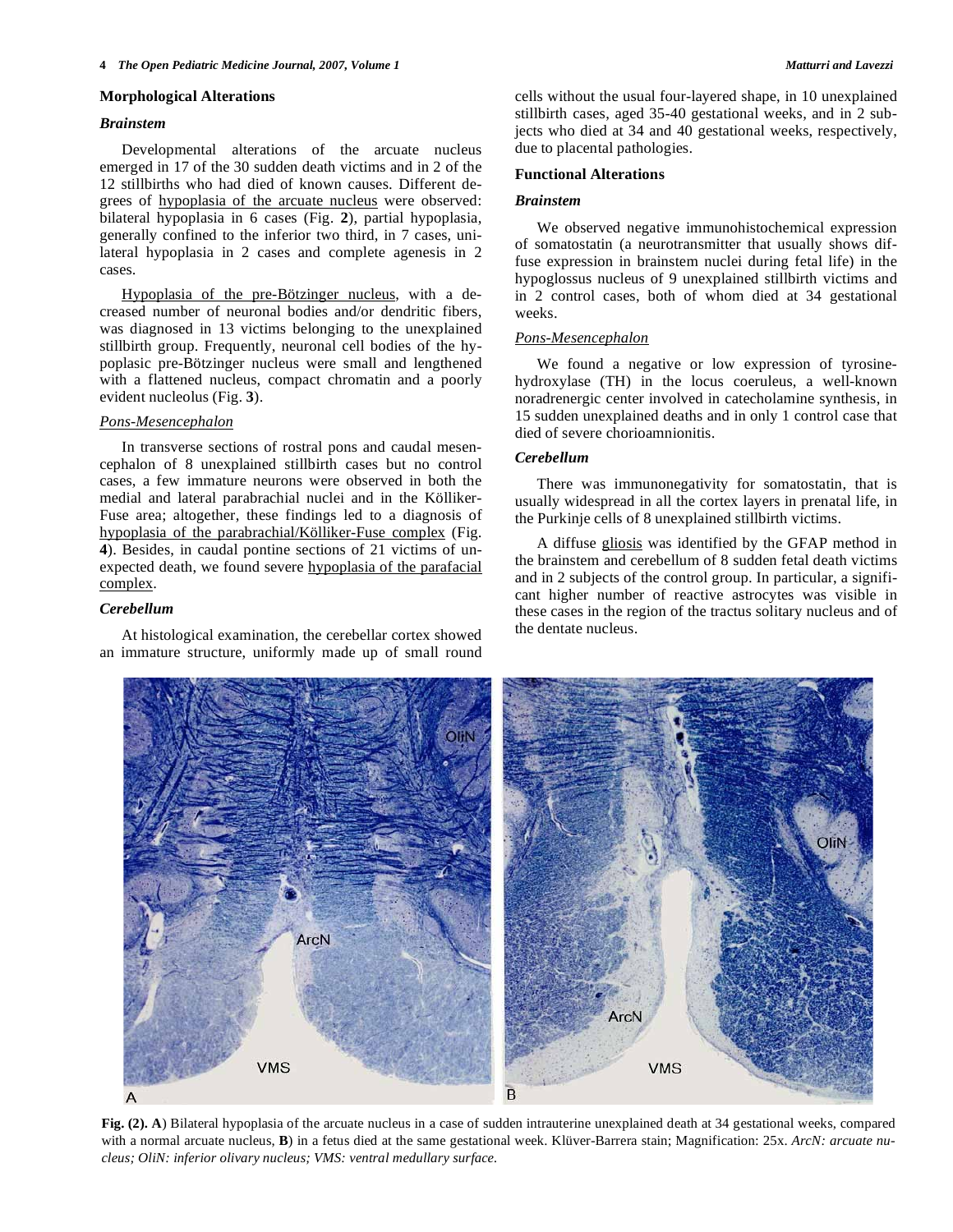### Morphological Alterations

#### *Brainstem*

Developmental alterations of the arcuate nucleus emerged in 17 of the 30 sudden death victims and in 2 of the 12 stillbirths who had died of known causes. Different degrees of hypoplasia of the arcuate nucleus were observed: bilateral hypoplasia in 6 cases (Fig. **2**), partial hypoplasia, generally confined to the inferior two third, in 7 cases, unilateral hypoplasia in 2 cases and complete agenesis in 2 cases.

Hypoplasia of the pre-Bötzinger nucleus, with a decreased number of neuronal bodies and/or dendritic fibers, was diagnosed in 13 victims belonging to the unexplained stillbirth group. Frequently, neuronal cell bodies of the hypoplasic pre-Bötzinger nucleus were small and lengthened with a flattened nucleus, compact chromatin and a poorly evident nucleolus (Fig. **3**).

#### *Pons-Mesencephalon*

In transverse sections of rostral pons and caudal mesencephalon of 8 unexplained stillbirth cases but no control cases, a few immature neurons were observed in both the medial and lateral parabrachial nuclei and in the Kölliker-Fuse area; altogether, these findings led to a diagnosis of hypoplasia of the parabrachial/Kölliker-Fuse complex (Fig. **4**). Besides, in caudal pontine sections of 21 victims of unexpected death, we found severe hypoplasia of the parafacial complex.

#### *Cerebellum*

At histological examination, the cerebellar cortex showed an immature structure, uniformly made up of small round cells without the usual four-layered shape, in 10 unexplained stillbirth cases, aged 35-40 gestational weeks, and in 2 subjects who died at 34 and 40 gestational weeks, respectively, due to placental pathologies.

### Functional Alterations

#### *Brainstem*

We observed negative immunohistochemical expression of somatostatin (a neurotransmitter that usually shows diffuse expression in brainstem nuclei during fetal life) in the hypoglossus nucleus of 9 unexplained stillbirth victims and in 2 control cases, both of whom died at 34 gestational weeks.

#### *Pons-Mesencephalon*

We found a negative or low expression of tyrosine-hydroxylase (TH) in the locus coeruleus, a well-known noradrenergic center involved in catecholamine synthesis, in 15 sudden unexplained deaths and in only 1 control case that died of severe chorioamnionitis.

#### *Cerebellum*

There was immunonegativity for somatostatin, that is usually widespread in all the cortex layers in prenatal life, in the Purkinje cells of 8 unexplained stillbirth victims.

A diffuse gliosis was identified by the GFAP method in the brainstem and cerebellum of 8 sudden fetal death victims and in 2 subjects of the control group. In particular, a significant higher number of reactive astrocytes was visible in these cases in the region of the tractus solitary nucleus and of the dentate nucleus.

**Fig. (2). A**) Bilateral hypoplasia of the arcuate nucleus in a case of sudden intrauterine unexplained death at 34 gestational weeks, compared with a normal arcuate nucleus, **B**) in a fetus died at the same gestational week. Klüver-Barrera stain; Magnification: 25x. *ArcN: arcuate nucleus; OliN: inferior olivary nucleus; VMS: ventral medullary surface.*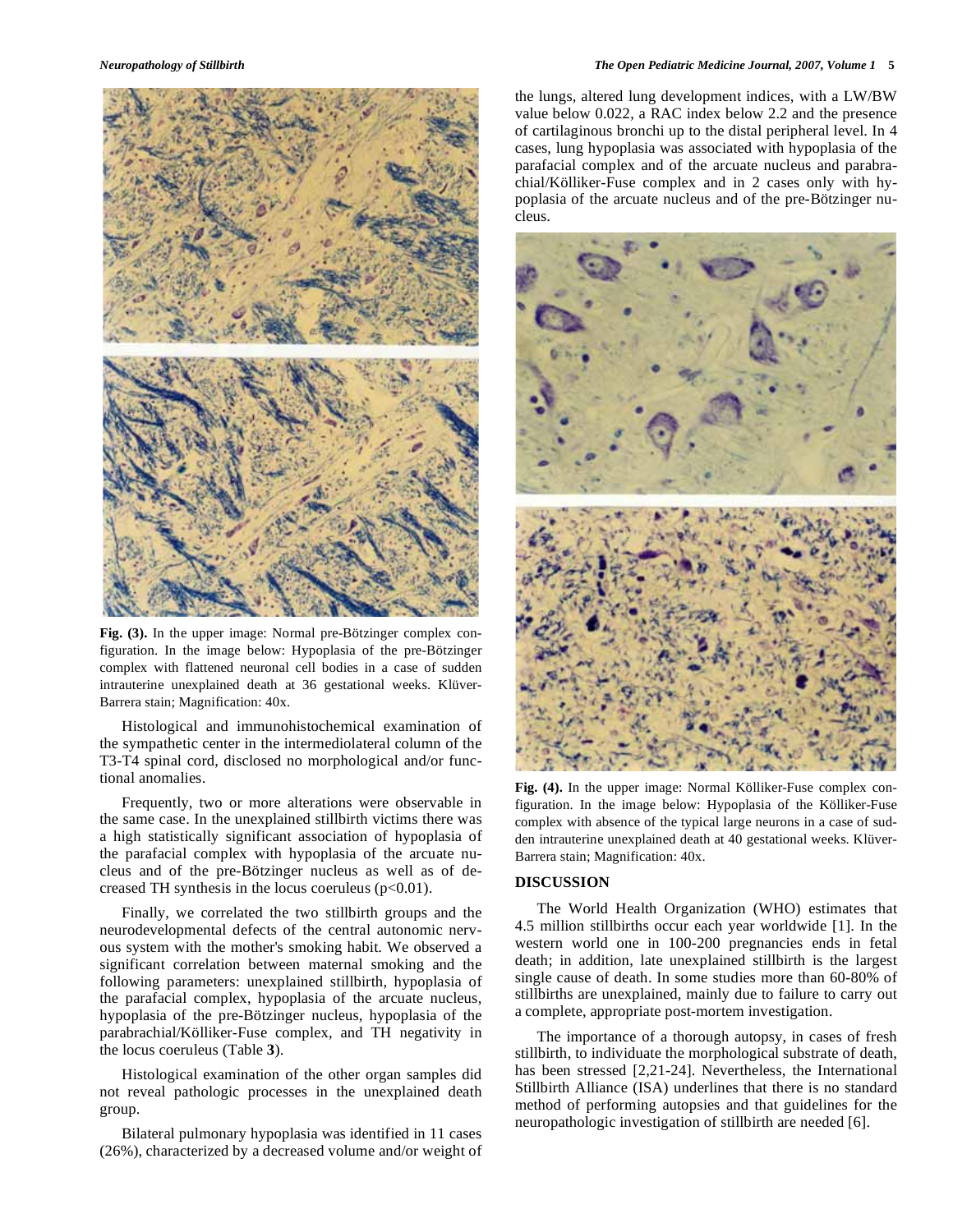Fig. (3). In the upper image: Normal pre-Bötzinger complex configuration. In the image below: Hypoplasia of the pre-Bötzinger complex with flattened neuronal cell bodies in a case of sudden intrauterine unexplained death at 36 gestational weeks. Klüver-Barrera stain; Magnification: 40x.

Histological and immunohistochemical examination of the sympathetic center in the intermediolateral column of the T3-T4 spinal cord, disclosed no morphological and/or functional anomalies.

Frequently, two or more alterations were observable in the same case. In the unexplained stillbirth victims there was a high statistically significant association of hypoplasia of the parafacial complex with hypoplasia of the arcuate nucleus and of the pre-Bötzinger nucleus as well as of decreased TH synthesis in the locus coeruleus ($p<0.01$).

Finally, we correlated the two stillbirth groups and the neurodevelopmental defects of the central autonomic nervous system with the mother's smoking habit. We observed a significant correlation between maternal smoking and the following parameters: unexplained stillbirth, hypoplasia of the parafacial complex, hypoplasia of the arcuate nucleus, hypoplasia of the pre-Bötzinger nucleus, hypoplasia of the parabrachial/Kölliker-Fuse complex, and TH negativity in the locus coeruleus (Table **3**).

Histological examination of the other organ samples did not reveal pathologic processes in the unexplained death group.

Bilateral pulmonary hypoplasia was identified in 11 cases (26%), characterized by a decreased volume and/or weight of the lungs, altered lung development indices, with a LW/BW value below 0.022, a RAC index below 2.2 and the presence of cartilaginous bronchi up to the distal peripheral level. In 4 cases, lung hypoplasia was associated with hypoplasia of the parafacial complex and of the arcuate nucleus and parabrachial/Kölliker-Fuse complex and in 2 cases only with hypoplasia of the arcuate nucleus and of the pre-Bötzinger nucleus.

Fig. (4). In the upper image: Normal Kölliker-Fuse complex configuration. In the image below: Hypoplasia of the Kölliker-Fuse complex with absence of the typical large neurons in a case of sudden intrauterine unexplained death at 40 gestational weeks. Klüver-Barrera stain; Magnification: 40x.

## DISCUSSION

The World Health Organization (WHO) estimates that 4.5 million stillbirths occur each year worldwide [1]. In the western world one in 100-200 pregnancies ends in fetal death; in addition, late unexplained stillbirth is the largest single cause of death. In some studies more than 60-80% of stillbirths are unexplained, mainly due to failure to carry out a complete, appropriate post-mortem investigation.

The importance of a thorough autopsy, in cases of fresh stillbirth, to individuate the morphological substrate of death, has been stressed [2,21-24]. Nevertheless, the International Stillbirth Alliance (ISA) underlines that there is no standard method of performing autopsies and that guidelines for the neuropathologic investigation of stillbirth are needed [6].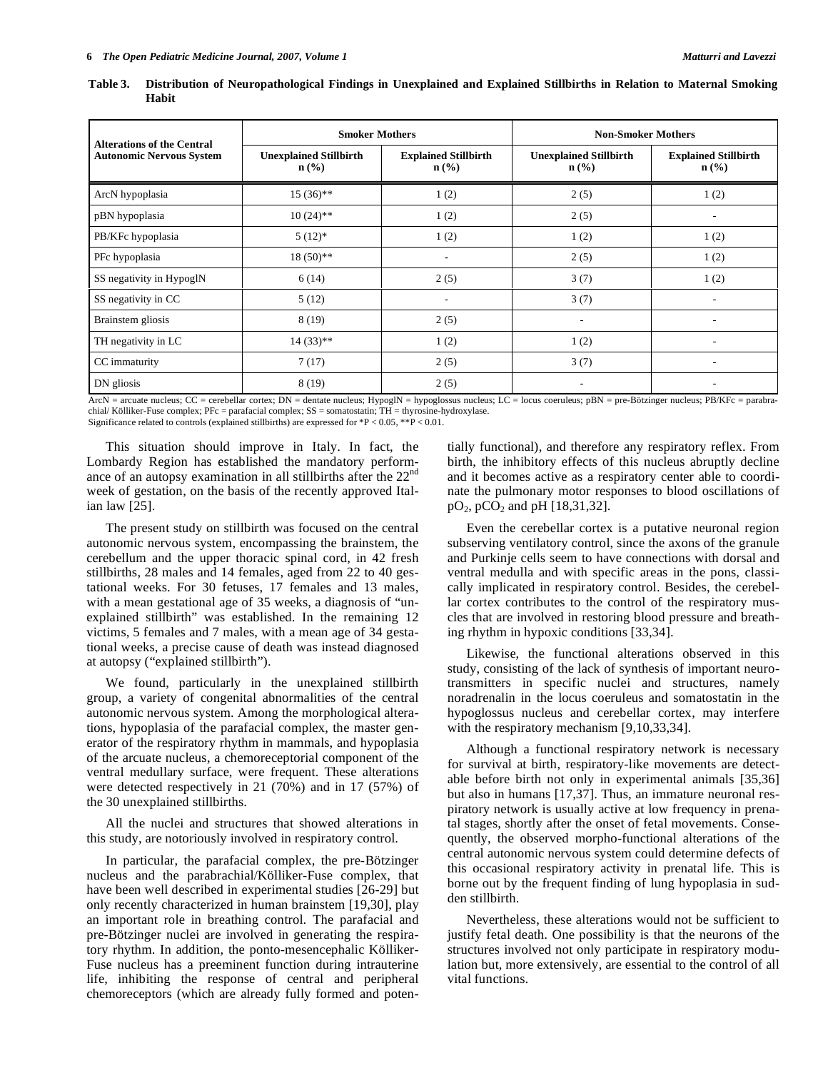**Table 3. Distribution of Neuropathological Findings in Unexplained and Explained Stillbirths in Relation to Maternal Smoking Habit**

| Alterations of the Central Autonomic Nervous System | Smoker Mothers | | Non-Smoker Mothers | |
|---|---|---|---|---|
| | Unexplained Stillbirth n (%) | Explained Stillbirth n (%) | Unexplained Stillbirth n (%) | Explained Stillbirth n (%) |
| ArcN hypoplasia | 15 (36)** | 1 (2) | 2 (5) | 1 (2) |
| pBN hypoplasia | 10 (24)** | 1 (2) | 2 (5) | - |
| PB/KFc hypoplasia | 5 (12)* | 1 (2) | 1 (2) | 1 (2) |
| PFc hypoplasia | 18 (50)** | - | 2 (5) | 1 (2) |
| SS negativity in HypoglN | 6 (14) | 2 (5) | 3 (7) | 1 (2) |
| SS negativity in CC | 5 (12) | - | 3 (7) | - |
| Brainstem gliosis | 8 (19) | 2 (5) | - | - |
| TH negativity in LC | 14 (33)** | 1 (2) | 1 (2) | - |
| CC immaturity | 7 (17) | 2 (5) | 3 (7) | - |
| DN gliosis | 8 (19) | 2 (5) | - | - |

ArcN = arcuate nucleus; CC = cerebellar cortex; DN = dentate nucleus; HypoglN = hypoglossus nucleus; LC = locus coeruleus; pBN = pre-Bötzinger nucleus; PB/KFc = parabrachial/ Kölliker-Fuse complex; PFc = parafacial complex; SS = somatostatin; TH = thyrosine-hydroxylase.
Significance related to controls (explained stillbirths) are expressed for $*P < 0.05$, $**P < 0.01$.

This situation should improve in Italy. In fact, the Lombardy Region has established the mandatory performance of an autopsy examination in all stillbirths after the 22nd week of gestation, on the basis of the recently approved Italian law [25].

The present study on stillbirth was focused on the central autonomic nervous system, encompassing the brainstem, the cerebellum and the upper thoracic spinal cord, in 42 fresh stillbirths, 28 males and 14 females, aged from 22 to 40 gestational weeks. For 30 fetuses, 17 females and 13 males, with a mean gestational age of 35 weeks, a diagnosis of "unexplained stillbirth" was established. In the remaining 12 victims, 5 females and 7 males, with a mean age of 34 gestational weeks, a precise cause of death was instead diagnosed at autopsy ("explained stillbirth").

We found, particularly in the unexplained stillbirth group, a variety of congenital abnormalities of the central autonomic nervous system. Among the morphological alterations, hypoplasia of the parafacial complex, the master generator of the respiratory rhythm in mammals, and hypoplasia of the arcuate nucleus, a chemoreceptorial component of the ventral medullary surface, were frequent. These alterations were detected respectively in 21 (70%) and in 17 (57%) of the 30 unexplained stillbirths.

All the nuclei and structures that showed alterations in this study, are notoriously involved in respiratory control.

In particular, the parafacial complex, the pre-Bötzinger nucleus and the parabrachial/Kölliker-Fuse complex, that have been well described in experimental studies [26-29] but only recently characterized in human brainstem [19,30], play an important role in breathing control. The parafacial and pre-Bötzinger nuclei are involved in generating the respiratory rhythm. In addition, the ponto-mesencephalic Kölliker-Fuse nucleus has a preeminent function during intrauterine life, inhibiting the response of central and peripheral chemoreceptors (which are already fully formed and potentially functional), and therefore any respiratory reflex. From birth, the inhibitory effects of this nucleus abruptly decline and it becomes active as a respiratory center able to coordinate the pulmonary motor responses to blood oscillations of $pO_2$, $pCO_2$ and pH [18,31,32].

Even the cerebellar cortex is a putative neuronal region subserving ventilatory control, since the axons of the granule and Purkinje cells seem to have connections with dorsal and ventral medulla and with specific areas in the pons, classically implicated in respiratory control. Besides, the cerebellar cortex contributes to the control of the respiratory muscles that are involved in restoring blood pressure and breathing rhythm in hypoxic conditions [33,34].

Likewise, the functional alterations observed in this study, consisting of the lack of synthesis of important neurotransmitters in specific nuclei and structures, namely noradrenalin in the locus coeruleus and somatostatin in the hypoglossus nucleus and cerebellar cortex, may interfere with the respiratory mechanism [9,10,33,34].

Although a functional respiratory network is necessary for survival at birth, respiratory-like movements are detectable before birth not only in experimental animals [35,36] but also in humans [17,37]. Thus, an immature neuronal respiratory network is usually active at low frequency in prenatal stages, shortly after the onset of fetal movements. Consequently, the observed morpho-functional alterations of the central autonomic nervous system could determine defects of this occasional respiratory activity in prenatal life. This is borne out by the frequent finding of lung hypoplasia in sudden stillbirth.

Nevertheless, these alterations would not be sufficient to justify fetal death. One possibility is that the neurons of the structures involved not only participate in respiratory modulation but, more extensively, are essential to the control of all vital functions.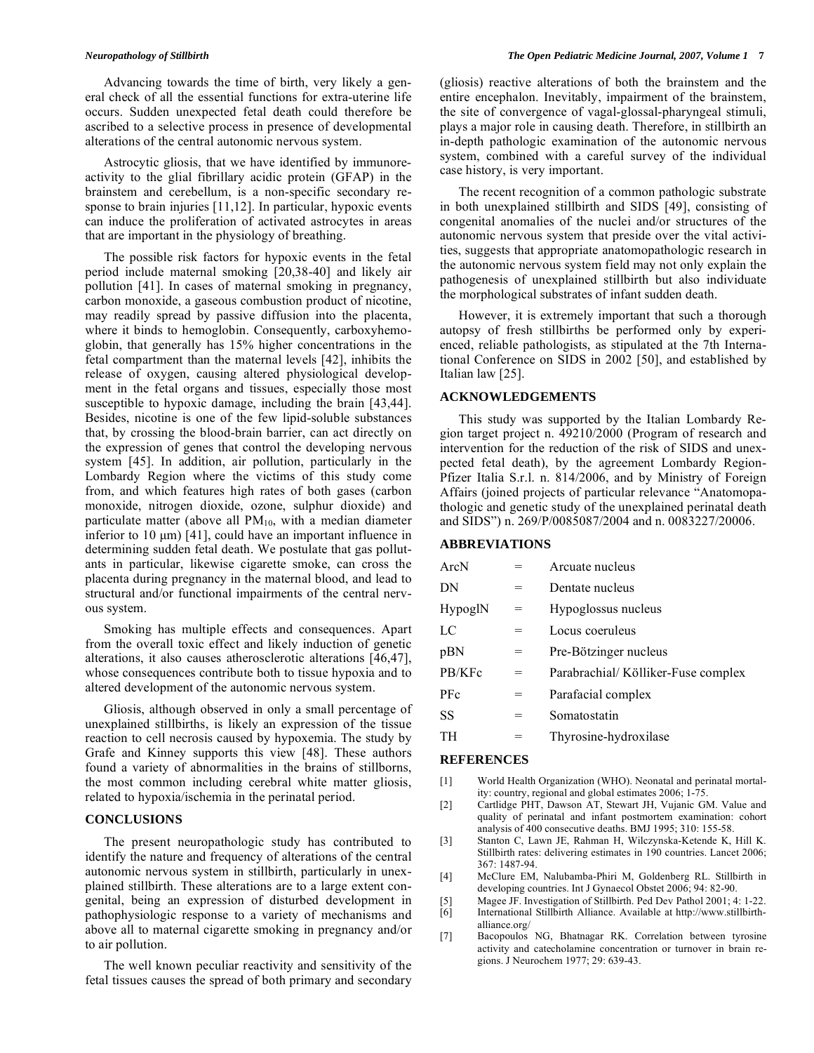Advancing towards the time of birth, very likely a general check of all the essential functions for extra-uterine life occurs. Sudden unexpected fetal death could therefore be ascribed to a selective process in presence of developmental alterations of the central autonomic nervous system.

Astrocytic gliosis, that we have identified by immunoreactivity to the glial fibrillary acidic protein (GFAP) in the brainstem and cerebellum, is a non-specific secondary response to brain injuries [11,12]. In particular, hypoxic events can induce the proliferation of activated astrocytes in areas that are important in the physiology of breathing.

The possible risk factors for hypoxic events in the fetal period include maternal smoking [20,38-40] and likely air pollution [41]. In cases of maternal smoking in pregnancy, carbon monoxide, a gaseous combustion product of nicotine, may readily spread by passive diffusion into the placenta, where it binds to hemoglobin. Consequently, carboxyhemoglobin, that generally has 15% higher concentrations in the fetal compartment than the maternal levels [42], inhibits the release of oxygen, causing altered physiological development in the fetal organs and tissues, especially those most susceptible to hypoxic damage, including the brain [43,44]. Besides, nicotine is one of the few lipid-soluble substances that, by crossing the blood-brain barrier, can act directly on the expression of genes that control the developing nervous system [45]. In addition, air pollution, particularly in the Lombardy Region where the victims of this study come from, and which features high rates of both gases (carbon monoxide, nitrogen dioxide, ozone, sulphur dioxide) and particulate matter (above all $PM_{10}$, with a median diameter inferior to 10 µm) [41], could have an important influence in determining sudden fetal death. We postulate that gas pollutants in particular, likewise cigarette smoke, can cross the placenta during pregnancy in the maternal blood, and lead to structural and/or functional impairments of the central nervous system.

Smoking has multiple effects and consequences. Apart from the overall toxic effect and likely induction of genetic alterations, it also causes atherosclerotic alterations [46,47], whose consequences contribute both to tissue hypoxia and to altered development of the autonomic nervous system.

Gliosis, although observed in only a small percentage of unexplained stillbirths, is likely an expression of the tissue reaction to cell necrosis caused by hypoxemia. The study by Grafe and Kinney supports this view [48]. These authors found a variety of abnormalities in the brains of stillborns, the most common including cerebral white matter gliosis, related to hypoxia/ischemia in the perinatal period.

## CONCLUSIONS

The present neuropathologic study has contributed to identify the nature and frequency of alterations of the central autonomic nervous system in stillbirth, particularly in unexplained stillbirth. These alterations are to a large extent congenital, being an expression of disturbed development in pathophysiologic response to a variety of mechanisms and above all to maternal cigarette smoking in pregnancy and/or to air pollution.

The well known peculiar reactivity and sensitivity of the fetal tissues causes the spread of both primary and secondary (gliosis) reactive alterations of both the brainstem and the entire encephalon. Inevitably, impairment of the brainstem, the site of convergence of vagal-glossal-pharyngeal stimuli, plays a major role in causing death. Therefore, in stillbirth an in-depth pathologic examination of the autonomic nervous system, combined with a careful survey of the individual case history, is very important.

The recent recognition of a common pathologic substrate in both unexplained stillbirth and SIDS [49], consisting of congenital anomalies of the nuclei and/or structures of the autonomic nervous system that preside over the vital activities, suggests that appropriate anatomopathologic research in the autonomic nervous system field may not only explain the pathogenesis of unexplained stillbirth but also individuate the morphological substrates of infant sudden death.

However, it is extremely important that such a thorough autopsy of fresh stillbirths be performed only by experienced, reliable pathologists, as stipulated at the 7th International Conference on SIDS in 2002 [50], and established by Italian law [25].

## ACKNOWLEDGEMENTS

This study was supported by the Italian Lombardy Region target project n. 49210/2000 (Program of research and intervention for the reduction of the risk of SIDS and unexpected fetal death), by the agreement Lombardy Region-Pfizer Italia S.r.l. n. 814/2006, and by Ministry of Foreign Affairs (joined projects of particular relevance "Anatomopathologic and genetic study of the unexplained perinatal death and SIDS") n. 269/P/0085087/2004 and n. 0083227/20006.

## ABBREVIATIONS

| | | |
|---|---|---|
| ArcN | = | Arcuate nucleus |
| DN | = | Dentate nucleus |
| HypoglN | = | Hypoglossus nucleus |
| LC | = | Locus coeruleus |
| pBN | = | Pre-Bötzinger nucleus |
| PB/KFc | = | Parabrachial/ Kölliker-Fuse complex |
| PFc | = | Parafacial complex |
| SS | = | Somatostatin |
| TH | = | Thyrosine-hydroxilase |

## REFERENCES

[1] World Health Organization (WHO). Neonatal and perinatal mortality: country, regional and global estimates 2006; 1-75.

[2] Cartlidge PHT, Dawson AT, Stewart JH, Vujanic GM. Value and quality of perinatal and infant postmortem examination: cohort analysis of 400 consecutive deaths. BMJ 1995; 310: 155-58.

[3] Stanton C, Lawn JE, Rahman H, Wilczynska-Ketende K, Hill K. Stillbirth rates: delivering estimates in 190 countries. Lancet 2006; 367: 1487-94.

[4] McClure EM, Nalubamba-Phiri M, Goldenberg RL. Stillbirth in developing countries. Int J Gynaecol Obstet 2006; 94: 82-90.

[5] Magee JF. Investigation of Stillbirth. Ped Dev Pathol 2001; 4: 1-22.

[6] International Stillbirth Alliance. Available at http://www.stillbirthalliance.org/

[7] Bacopoulos NG, Bhatnagar RK. Correlation between tyrosine activity and catecholamine concentration or turnover in brain regions. J Neurochem 1977; 29: 639-43.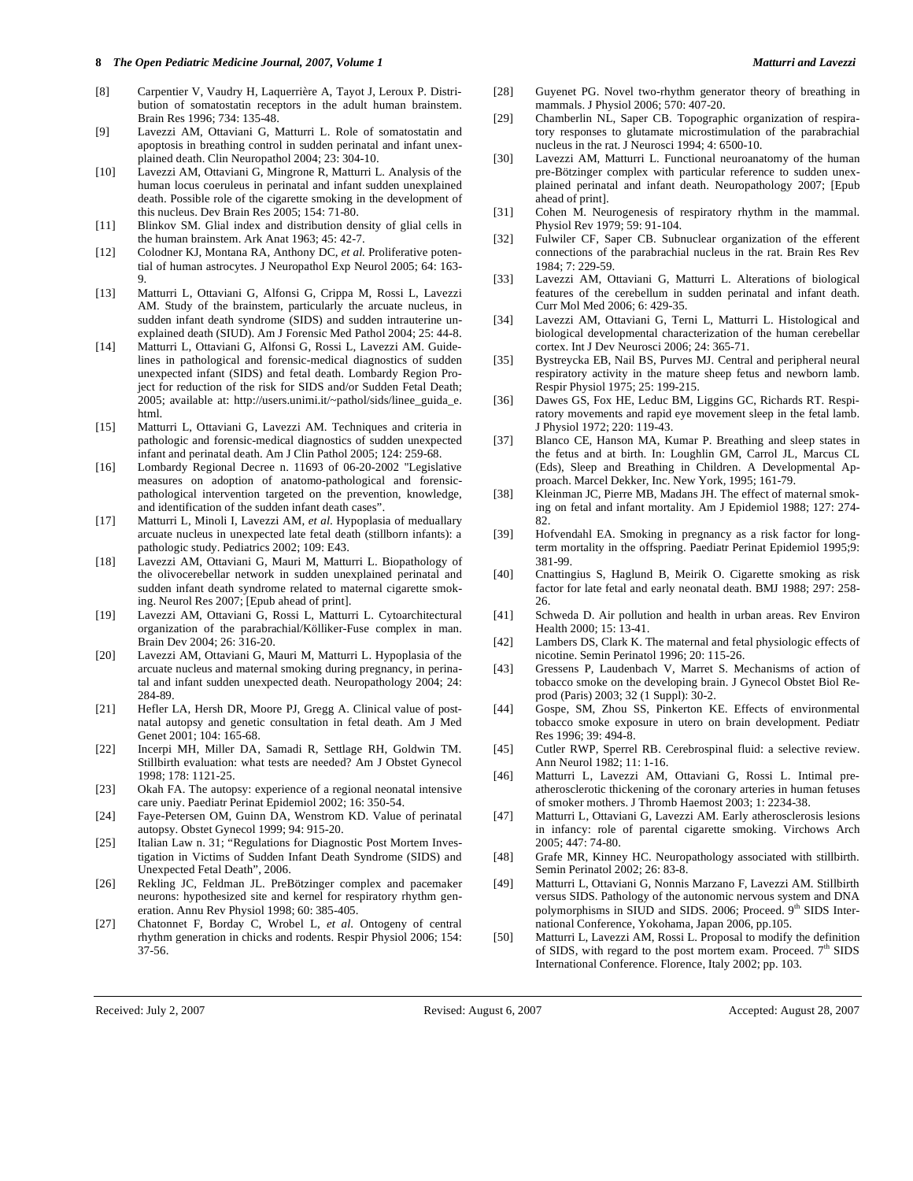[8] Carpentier V, Vaudry H, Laquerrière A, Tayot J, Leroux P. Distribution of somatostatin receptors in the adult human brainstem. Brain Res 1996; 734: 135-48.

[9] Lavezzi AM, Ottaviani G, Matturri L. Role of somatostatin and apoptosis in breathing control in sudden perinatal and infant unexplained death. Clin Neuropathol 2004; 23: 304-10.

[10] Lavezzi AM, Ottaviani G, Mingrone R, Matturri L. Analysis of the human locus coeruleus in perinatal and infant sudden unexplained death. Possible role of the cigarette smoking in the development of this nucleus. Dev Brain Res 2005; 154: 71-80.

[11] Blinkov SM. Glial index and distribution density of glial cells in the human brainstem. Ark Anat 1963; 45: 42-7.

[12] Colodner KJ, Montana RA, Anthony DC, *et al.* Proliferative potential of human astrocytes. J Neuropathol Exp Neurol 2005; 64: 163-9.

[13] Matturri L, Ottaviani G, Alfonsi G, Crippa M, Rossi L, Lavezzi AM. Study of the brainstem, particularly the arcuate nucleus, in sudden infant death syndrome (SIDS) and sudden intrauterine unexplained death (SIUD). Am J Forensic Med Pathol 2004; 25: 44-8.

[14] Matturri L, Ottaviani G, Alfonsi G, Rossi L, Lavezzi AM. Guidelines in pathological and forensic-medical diagnostics of sudden unexpected infant (SIDS) and fetal death. Lombardy Region Project for reduction of the risk for SIDS and/or Sudden Fetal Death; 2005; available at: http://users.unimi.it/~pathol/sids/linee_guida_e.html.

[15] Matturri L, Ottaviani G, Lavezzi AM. Techniques and criteria in pathologic and forensic-medical diagnostics of sudden unexpected infant and perinatal death. Am J Clin Pathol 2005; 124: 259-68.

[16] Lombardy Regional Decree n. 11693 of 06-20-2002 "Legislative measures on adoption of anatomo-pathological and forensic-pathological intervention targeted on the prevention, knowledge, and identification of the sudden infant death cases".

[17] Matturri L, Minoli I, Lavezzi AM, *et al.* Hypoplasia of meduallary arcuate nucleus in unexpected late fetal death (stillborn infants): a pathologic study. Pediatrics 2002; 109: E43.

[18] Lavezzi AM, Ottaviani G, Mauri M, Matturri L. Biopathology of the olivocerebellar network in sudden unexplained perinatal and sudden infant death syndrome related to maternal cigarette smoking. Neurol Res 2007; [Epub ahead of print].

[19] Lavezzi AM, Ottaviani G, Rossi L, Matturri L. Cytoarchitectural organization of the parabrachial/Kölliker-Fuse complex in man. Brain Dev 2004; 26: 316-20.

[20] Lavezzi AM, Ottaviani G, Mauri M, Matturri L. Hypoplasia of the arcuate nucleus and maternal smoking during pregnancy, in perinatal and infant sudden unexpected death. Neuropathology 2004; 24: 284-89.

[21] Hefler LA, Hersh DR, Moore PJ, Gregg A. Clinical value of postnatal autopsy and genetic consultation in fetal death. Am J Med Genet 2001; 104: 165-68.

[22] Incerpi MH, Miller DA, Samadi R, Settlage RH, Goldwin TM. Stillbirth evaluation: what tests are needed? Am J Obstet Gynecol 1998; 178: 1121-25.

[23] Okah FA. The autopsy: experience of a regional neonatal intensive care uniy. Paediatr Perinat Epidemiol 2002; 16: 350-54.

[24] Faye-Petersen OM, Guinn DA, Wenstrom KD. Value of perinatal autopsy. Obstet Gynecol 1999; 94: 915-20.

[25] Italian Law n. 31; "Regulations for Diagnostic Post Mortem Investigation in Victims of Sudden Infant Death Syndrome (SIDS) and Unexpected Fetal Death", 2006.

[26] Rekling JC, Feldman JL. PreBötzinger complex and pacemaker neurons: hypothesized site and kernel for respiratory rhythm generation. Annu Rev Physiol 1998; 60: 385-405.

[27] Chatonnet F, Borday C, Wrobel L, *et al.* Ontogeny of central rhythm generation in chicks and rodents. Respir Physiol 2006; 154: 37-56.

[28] Guyenet PG. Novel two-rhythm generator theory of breathing in mammals. J Physiol 2006; 570: 407-20.

[29] Chamberlin NL, Saper CB. Topographic organization of respiratory responses to glutamate microstimulation of the parabrachial nucleus in the rat. J Neurosci 1994; 4: 6500-10.

[30] Lavezzi AM, Matturri L. Functional neuroanatomy of the human pre-Bötzinger complex with particular reference to sudden unexplained perinatal and infant death. Neuropathology 2007; [Epub ahead of print].

[31] Cohen M. Neurogenesis of respiratory rhythm in the mammal. Physiol Rev 1979; 59: 91-104.

[32] Fulwiler CF, Saper CB. Subnuclear organization of the efferent connections of the parabrachial nucleus in the rat. Brain Res Rev 1984; 7: 229-59.

[33] Lavezzi AM, Ottaviani G, Matturri L. Alterations of biological features of the cerebellum in sudden perinatal and infant death. Curr Mol Med 2006; 6: 429-35.

[34] Lavezzi AM, Ottaviani G, Terni L, Matturri L. Histological and biological developmental characterization of the human cerebellar cortex. Int J Dev Neurosci 2006; 24: 365-71.

[35] Bystreycka EB, Nail BS, Purves MJ. Central and peripheral neural respiratory activity in the mature sheep fetus and newborn lamb. Respir Physiol 1975; 25: 199-215.

[36] Dawes GS, Fox HE, Leduc BM, Liggins GC, Richards RT. Respiratory movements and rapid eye movement sleep in the fetal lamb. J Physiol 1972; 220: 119-43.

[37] Blanco CE, Hanson MA, Kumar P. Breathing and sleep states in the fetus and at birth. In: Loughlin GM, Carrol JL, Marcus CL (Eds), Sleep and Breathing in Children. A Developmental Approach. Marcel Dekker, Inc. New York, 1995; 161-79.

[38] Kleinman JC, Pierre MB, Madans JH. The effect of maternal smoking on fetal and infant mortality. Am J Epidemiol 1988; 127: 274-82.

[39] Hofvendahl EA. Smoking in pregnancy as a risk factor for long-term mortality in the offspring. Paediatr Perinat Epidemiol 1995;9: 381-99.

[40] Cnattingius S, Haglund B, Meirik O. Cigarette smoking as risk factor for late fetal and early neonatal death. BMJ 1988; 297: 258-26.

[41] Schweda D. Air pollution and health in urban areas. Rev Environ Health 2000; 15: 13-41.

[42] Lambers DS, Clark K. The maternal and fetal physiologic effects of nicotine. Semin Perinatol 1996; 20: 115-26.

[43] Gressens P, Laudenbach V, Marret S. Mechanisms of action of tobacco smoke on the developing brain. J Gynecol Obstet Biol Reprod (Paris) 2003; 32 (1 Suppl): 30-2.

[44] Gospe, SM, Zhou SS, Pinkerton KE. Effects of environmental tobacco smoke exposure in utero on brain development. Pediatr Res 1996; 39: 494-8.

[45] Cutler RWP, Sperrel RB. Cerebrospinal fluid: a selective review. Ann Neurol 1982; 11: 1-16.

[46] Matturri L, Lavezzi AM, Ottaviani G, Rossi L. Intimal preatherosclerotic thickening of the coronary arteries in human fetuses of smoker mothers. J Thromb Haemost 2003; 1: 2234-38.

[47] Matturri L, Ottaviani G, Lavezzi AM. Early atherosclerosis lesions in infancy: role of parental cigarette smoking. Virchows Arch 2005; 447: 74-80.

[48] Grafe MR, Kinney HC. Neuropathology associated with stillbirth. Semin Perinatol 2002; 26: 83-8.

[49] Matturri L, Ottaviani G, Nonnis Marzano F, Lavezzi AM. Stillbirth versus SIDS. Pathology of the autonomic nervous system and DNA polymorphisms in SIUD and SIDS. 2006; Proceed. 9th SIDS International Conference, Yokohama, Japan 2006, pp.105.

[50] Matturri L, Lavezzi AM, Rossi L. Proposal to modify the definition of SIDS, with regard to the post mortem exam. Proceed. 7th SIDS International Conference. Florence, Italy 2002; pp. 103.

Received: July 2, 2007 Revised: August 6, 2007 Accepted: August 28, 2007